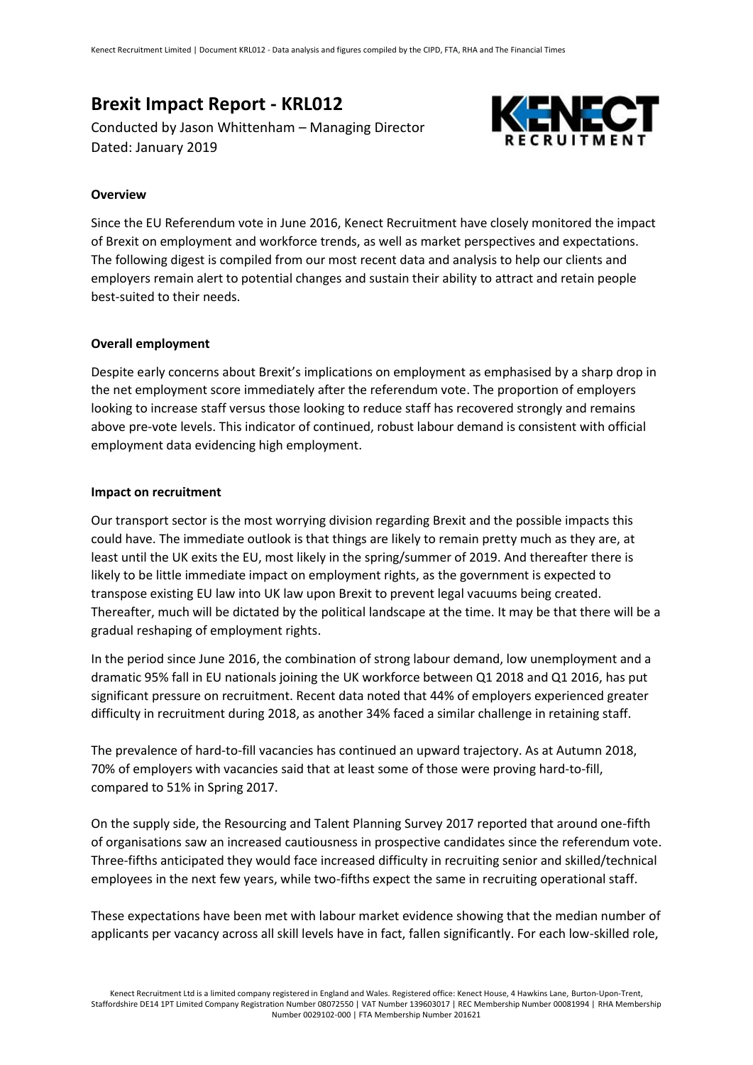# Brexit Impact Report - KRL012

Conducted by Jason Whittenham – Managing Director
Dated: January 2019

**Overview**

Since the EU Referendum vote in June 2016, Kenect Recruitment have closely monitored the impact of Brexit on employment and workforce trends, as well as market perspectives and expectations. The following digest is compiled from our most recent data and analysis to help our clients and employers remain alert to potential changes and sustain their ability to attract and retain people best-suited to their needs.

**Overall employment**

Despite early concerns about Brexit's implications on employment as emphasised by a sharp drop in the net employment score immediately after the referendum vote. The proportion of employers looking to increase staff versus those looking to reduce staff has recovered strongly and remains above pre-vote levels. This indicator of continued, robust labour demand is consistent with official employment data evidencing high employment.

**Impact on recruitment**

Our transport sector is the most worrying division regarding Brexit and the possible impacts this could have. The immediate outlook is that things are likely to remain pretty much as they are, at least until the UK exits the EU, most likely in the spring/summer of 2019. And thereafter there is likely to be little immediate impact on employment rights, as the government is expected to transpose existing EU law into UK law upon Brexit to prevent legal vacuums being created. Thereafter, much will be dictated by the political landscape at the time. It may be that there will be a gradual reshaping of employment rights.

In the period since June 2016, the combination of strong labour demand, low unemployment and a dramatic 95% fall in EU nationals joining the UK workforce between Q1 2018 and Q1 2016, has put significant pressure on recruitment. Recent data noted that 44% of employers experienced greater difficulty in recruitment during 2018, as another 34% faced a similar challenge in retaining staff.

The prevalence of hard-to-fill vacancies has continued an upward trajectory. As at Autumn 2018, 70% of employers with vacancies said that at least some of those were proving hard-to-fill, compared to 51% in Spring 2017.

On the supply side, the Resourcing and Talent Planning Survey 2017 reported that around one-fifth of organisations saw an increased cautiousness in prospective candidates since the referendum vote. Three-fifths anticipated they would face increased difficulty in recruiting senior and skilled/technical employees in the next few years, while two-fifths expect the same in recruiting operational staff.

These expectations have been met with labour market evidence showing that the median number of applicants per vacancy across all skill levels have in fact, fallen significantly. For each low-skilled role,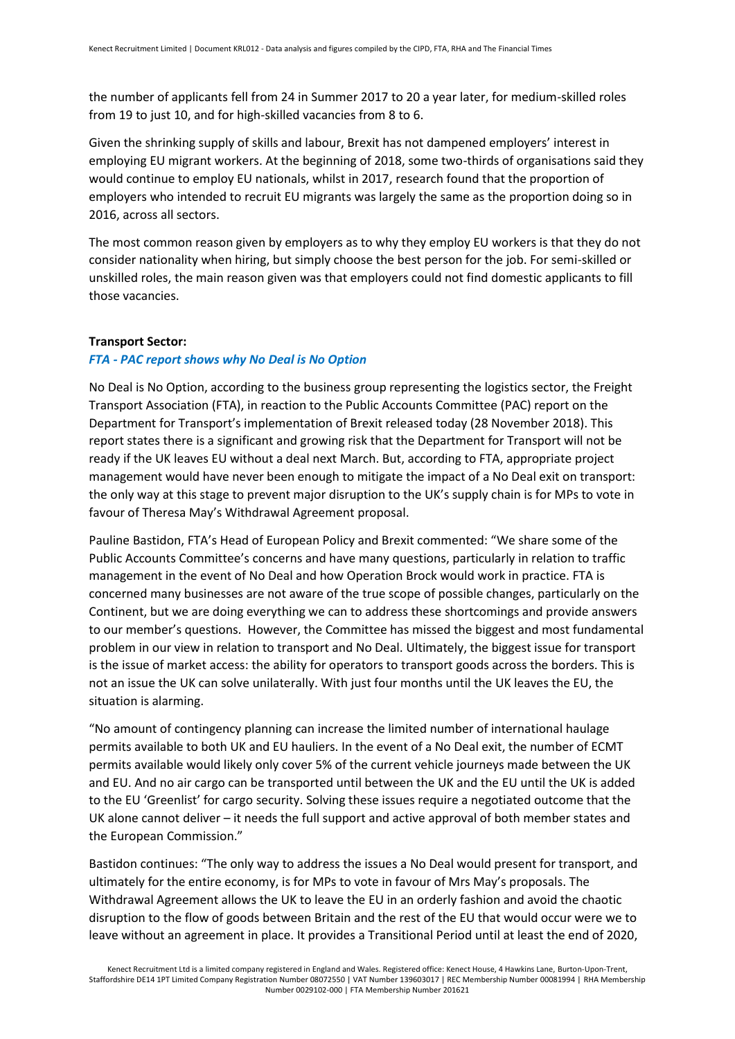the number of applicants fell from 24 in Summer 2017 to 20 a year later, for medium-skilled roles from 19 to just 10, and for high-skilled vacancies from 8 to 6.

Given the shrinking supply of skills and labour, Brexit has not dampened employers' interest in employing EU migrant workers. At the beginning of 2018, some two-thirds of organisations said they would continue to employ EU nationals, whilst in 2017, research found that the proportion of employers who intended to recruit EU migrants was largely the same as the proportion doing so in 2016, across all sectors.

The most common reason given by employers as to why they employ EU workers is that they do not consider nationality when hiring, but simply choose the best person for the job. For semi-skilled or unskilled roles, the main reason given was that employers could not find domestic applicants to fill those vacancies.

**Transport Sector:**

***FTA - PAC report shows why No Deal is No Option***

No Deal is No Option, according to the business group representing the logistics sector, the Freight Transport Association (FTA), in reaction to the Public Accounts Committee (PAC) report on the Department for Transport's implementation of Brexit released today (28 November 2018). This report states there is a significant and growing risk that the Department for Transport will not be ready if the UK leaves EU without a deal next March. But, according to FTA, appropriate project management would have never been enough to mitigate the impact of a No Deal exit on transport: the only way at this stage to prevent major disruption to the UK's supply chain is for MPs to vote in favour of Theresa May's Withdrawal Agreement proposal.

Pauline Bastidon, FTA's Head of European Policy and Brexit commented: "We share some of the Public Accounts Committee's concerns and have many questions, particularly in relation to traffic management in the event of No Deal and how Operation Brock would work in practice. FTA is concerned many businesses are not aware of the true scope of possible changes, particularly on the Continent, but we are doing everything we can to address these shortcomings and provide answers to our member's questions. However, the Committee has missed the biggest and most fundamental problem in our view in relation to transport and No Deal. Ultimately, the biggest issue for transport is the issue of market access: the ability for operators to transport goods across the borders. This is not an issue the UK can solve unilaterally. With just four months until the UK leaves the EU, the situation is alarming.

"No amount of contingency planning can increase the limited number of international haulage permits available to both UK and EU hauliers. In the event of a No Deal exit, the number of ECMT permits available would likely only cover 5% of the current vehicle journeys made between the UK and EU. And no air cargo can be transported until between the UK and the EU until the UK is added to the EU 'Greenlist' for cargo security. Solving these issues require a negotiated outcome that the UK alone cannot deliver – it needs the full support and active approval of both member states and the European Commission."

Bastidon continues: "The only way to address the issues a No Deal would present for transport, and ultimately for the entire economy, is for MPs to vote in favour of Mrs May's proposals. The Withdrawal Agreement allows the UK to leave the EU in an orderly fashion and avoid the chaotic disruption to the flow of goods between Britain and the rest of the EU that would occur were we to leave without an agreement in place. It provides a Transitional Period until at least the end of 2020,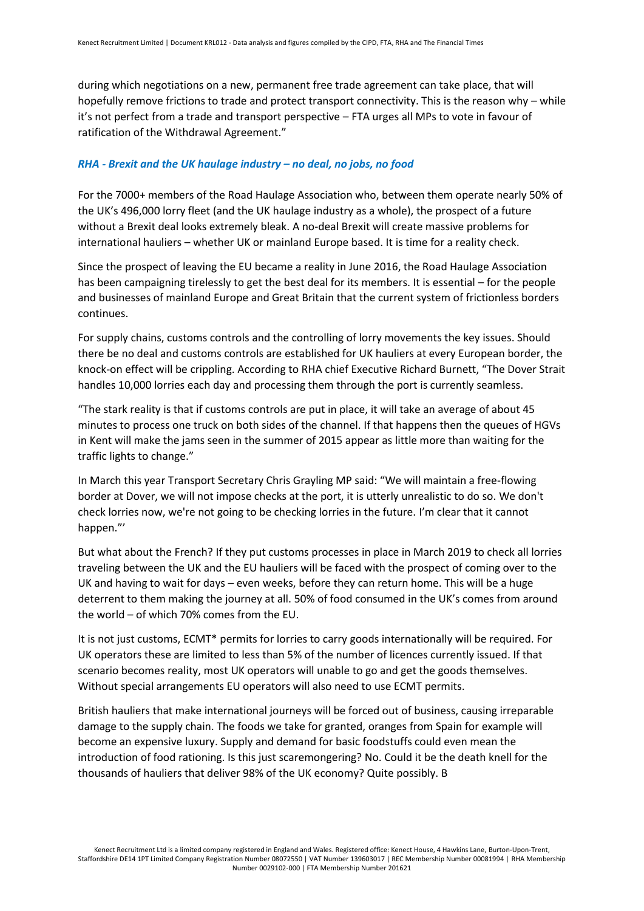during which negotiations on a new, permanent free trade agreement can take place, that will hopefully remove frictions to trade and protect transport connectivity. This is the reason why – while it's not perfect from a trade and transport perspective – FTA urges all MPs to vote in favour of ratification of the Withdrawal Agreement."

### *RHA - Brexit and the UK haulage industry – no deal, no jobs, no food*

For the 7000+ members of the Road Haulage Association who, between them operate nearly 50% of the UK's 496,000 lorry fleet (and the UK haulage industry as a whole), the prospect of a future without a Brexit deal looks extremely bleak. A no-deal Brexit will create massive problems for international hauliers – whether UK or mainland Europe based. It is time for a reality check.

Since the prospect of leaving the EU became a reality in June 2016, the Road Haulage Association has been campaigning tirelessly to get the best deal for its members. It is essential – for the people and businesses of mainland Europe and Great Britain that the current system of frictionless borders continues.

For supply chains, customs controls and the controlling of lorry movements the key issues. Should there be no deal and customs controls are established for UK hauliers at every European border, the knock-on effect will be crippling. According to RHA chief Executive Richard Burnett, "The Dover Strait handles 10,000 lorries each day and processing them through the port is currently seamless.

"The stark reality is that if customs controls are put in place, it will take an average of about 45 minutes to process one truck on both sides of the channel. If that happens then the queues of HGVs in Kent will make the jams seen in the summer of 2015 appear as little more than waiting for the traffic lights to change."

In March this year Transport Secretary Chris Grayling MP said: "We will maintain a free-flowing border at Dover, we will not impose checks at the port, it is utterly unrealistic to do so. We don't check lorries now, we're not going to be checking lorries in the future. I'm clear that it cannot happen."'

But what about the French? If they put customs processes in place in March 2019 to check all lorries traveling between the UK and the EU hauliers will be faced with the prospect of coming over to the UK and having to wait for days – even weeks, before they can return home. This will be a huge deterrent to them making the journey at all. 50% of food consumed in the UK's comes from around the world – of which 70% comes from the EU.

It is not just customs, ECMT* permits for lorries to carry goods internationally will be required. For UK operators these are limited to less than 5% of the number of licences currently issued. If that scenario becomes reality, most UK operators will unable to go and get the goods themselves. Without special arrangements EU operators will also need to use ECMT permits.

British hauliers that make international journeys will be forced out of business, causing irreparable damage to the supply chain. The foods we take for granted, oranges from Spain for example will become an expensive luxury. Supply and demand for basic foodstuffs could even mean the introduction of food rationing. Is this just scaremongering? No. Could it be the death knell for the thousands of hauliers that deliver 98% of the UK economy? Quite possibly. B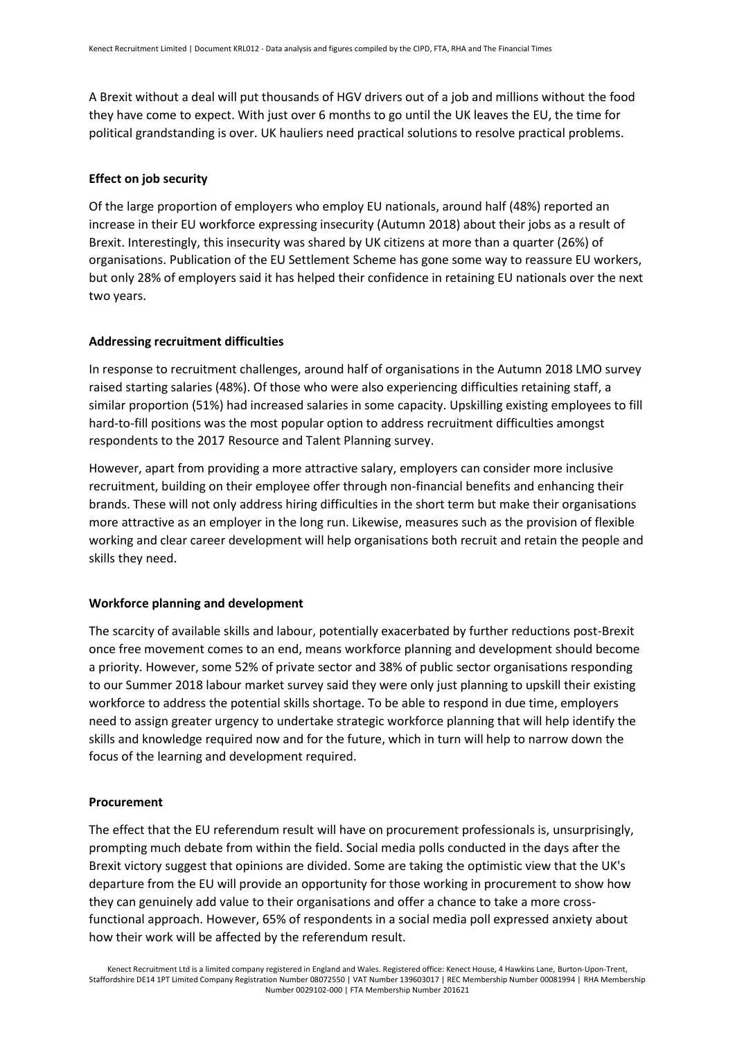A Brexit without a deal will put thousands of HGV drivers out of a job and millions without the food they have come to expect. With just over 6 months to go until the UK leaves the EU, the time for political grandstanding is over. UK hauliers need practical solutions to resolve practical problems.

**Effect on job security**

Of the large proportion of employers who employ EU nationals, around half (48%) reported an increase in their EU workforce expressing insecurity (Autumn 2018) about their jobs as a result of Brexit. Interestingly, this insecurity was shared by UK citizens at more than a quarter (26%) of organisations. Publication of the EU Settlement Scheme has gone some way to reassure EU workers, but only 28% of employers said it has helped their confidence in retaining EU nationals over the next two years.

**Addressing recruitment difficulties**

In response to recruitment challenges, around half of organisations in the Autumn 2018 LMO survey raised starting salaries (48%). Of those who were also experiencing difficulties retaining staff, a similar proportion (51%) had increased salaries in some capacity. Upskilling existing employees to fill hard-to-fill positions was the most popular option to address recruitment difficulties amongst respondents to the 2017 Resource and Talent Planning survey.

However, apart from providing a more attractive salary, employers can consider more inclusive recruitment, building on their employee offer through non-financial benefits and enhancing their brands. These will not only address hiring difficulties in the short term but make their organisations more attractive as an employer in the long run. Likewise, measures such as the provision of flexible working and clear career development will help organisations both recruit and retain the people and skills they need.

**Workforce planning and development**

The scarcity of available skills and labour, potentially exacerbated by further reductions post-Brexit once free movement comes to an end, means workforce planning and development should become a priority. However, some 52% of private sector and 38% of public sector organisations responding to our Summer 2018 labour market survey said they were only just planning to upskill their existing workforce to address the potential skills shortage. To be able to respond in due time, employers need to assign greater urgency to undertake strategic workforce planning that will help identify the skills and knowledge required now and for the future, which in turn will help to narrow down the focus of the learning and development required.

**Procurement**

The effect that the EU referendum result will have on procurement professionals is, unsurprisingly, prompting much debate from within the field. Social media polls conducted in the days after the Brexit victory suggest that opinions are divided. Some are taking the optimistic view that the UK's departure from the EU will provide an opportunity for those working in procurement to show how they can genuinely add value to their organisations and offer a chance to take a more cross-functional approach. However, 65% of respondents in a social media poll expressed anxiety about how their work will be affected by the referendum result.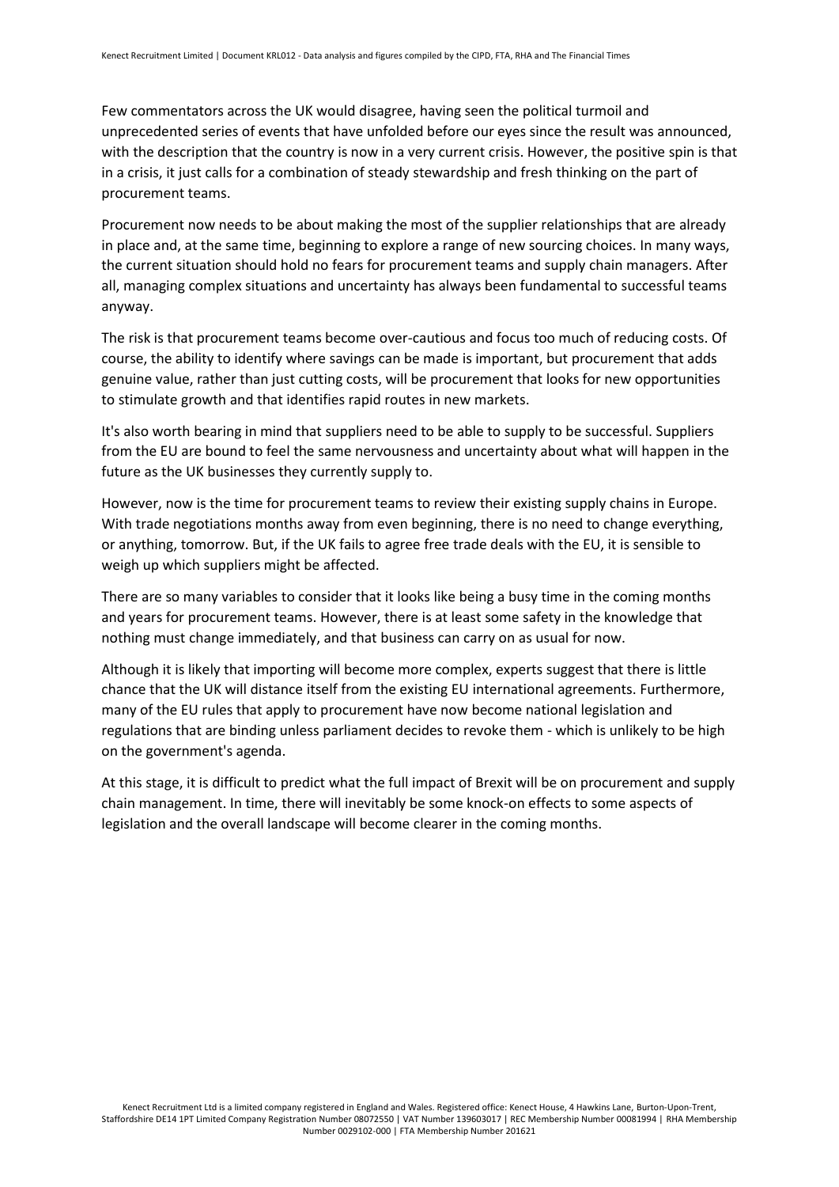Few commentators across the UK would disagree, having seen the political turmoil and unprecedented series of events that have unfolded before our eyes since the result was announced, with the description that the country is now in a very current crisis. However, the positive spin is that in a crisis, it just calls for a combination of steady stewardship and fresh thinking on the part of procurement teams.

Procurement now needs to be about making the most of the supplier relationships that are already in place and, at the same time, beginning to explore a range of new sourcing choices. In many ways, the current situation should hold no fears for procurement teams and supply chain managers. After all, managing complex situations and uncertainty has always been fundamental to successful teams anyway.

The risk is that procurement teams become over-cautious and focus too much of reducing costs. Of course, the ability to identify where savings can be made is important, but procurement that adds genuine value, rather than just cutting costs, will be procurement that looks for new opportunities to stimulate growth and that identifies rapid routes in new markets.

It's also worth bearing in mind that suppliers need to be able to supply to be successful. Suppliers from the EU are bound to feel the same nervousness and uncertainty about what will happen in the future as the UK businesses they currently supply to.

However, now is the time for procurement teams to review their existing supply chains in Europe. With trade negotiations months away from even beginning, there is no need to change everything, or anything, tomorrow. But, if the UK fails to agree free trade deals with the EU, it is sensible to weigh up which suppliers might be affected.

There are so many variables to consider that it looks like being a busy time in the coming months and years for procurement teams. However, there is at least some safety in the knowledge that nothing must change immediately, and that business can carry on as usual for now.

Although it is likely that importing will become more complex, experts suggest that there is little chance that the UK will distance itself from the existing EU international agreements. Furthermore, many of the EU rules that apply to procurement have now become national legislation and regulations that are binding unless parliament decides to revoke them - which is unlikely to be high on the government's agenda.

At this stage, it is difficult to predict what the full impact of Brexit will be on procurement and supply chain management. In time, there will inevitably be some knock-on effects to some aspects of legislation and the overall landscape will become clearer in the coming months.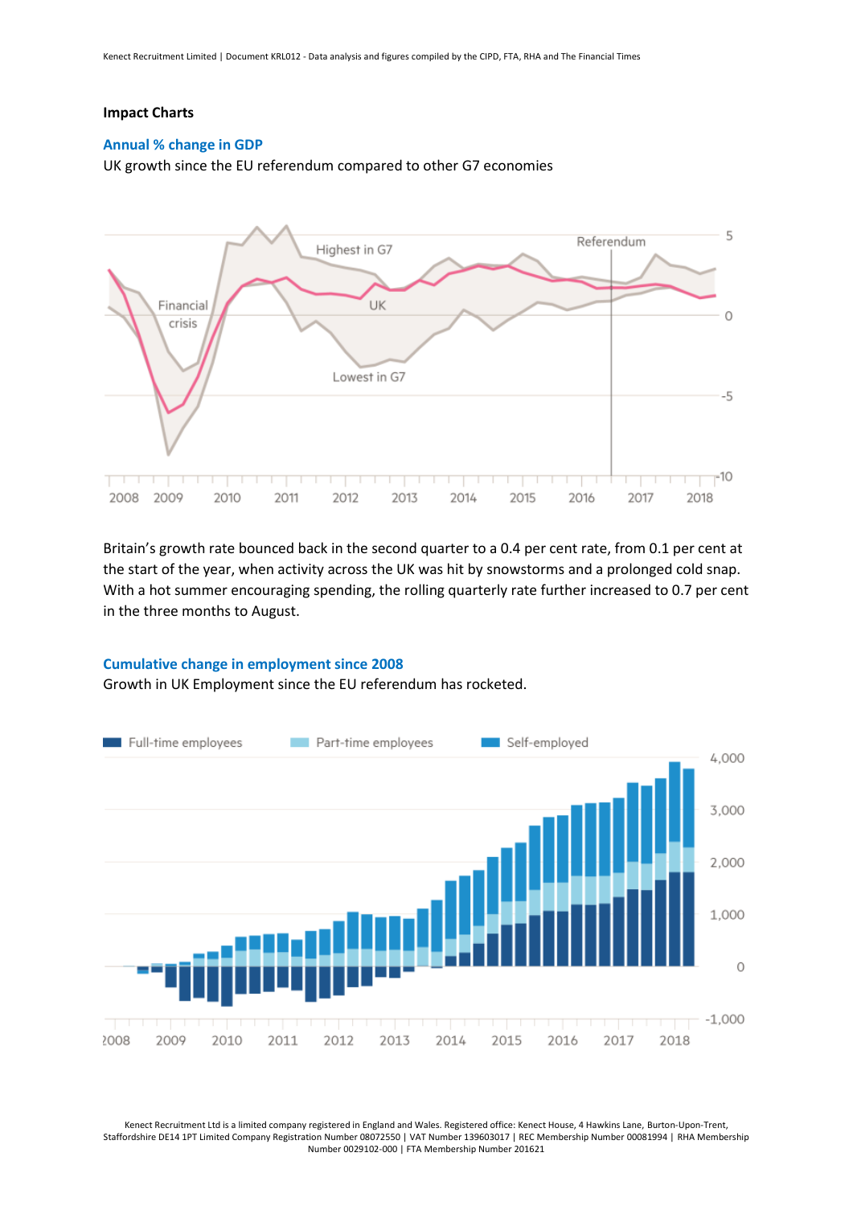**Impact Charts**

**Annual % change in GDP**

UK growth since the EU referendum compared to other G7 economies

Britain's growth rate bounced back in the second quarter to a 0.4 per cent rate, from 0.1 per cent at the start of the year, when activity across the UK was hit by snowstorms and a prolonged cold snap. With a hot summer encouraging spending, the rolling quarterly rate further increased to 0.7 per cent in the three months to August.

**Cumulative change in employment since 2008**

Growth in UK Employment since the EU referendum has rocketed.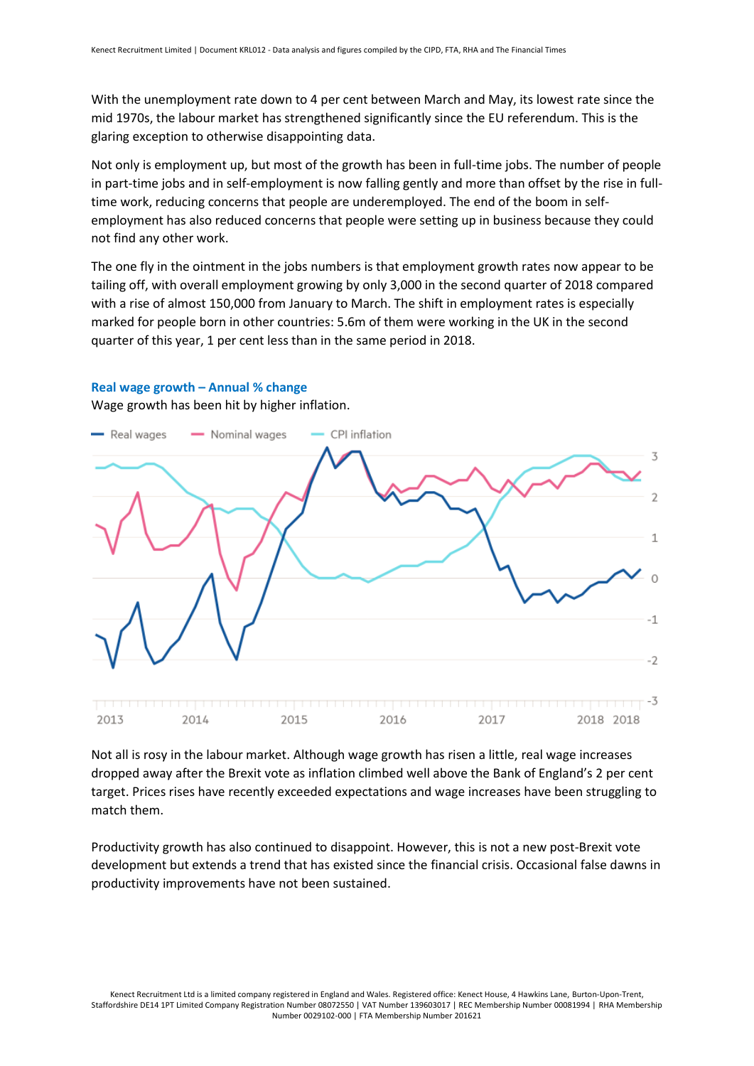With the unemployment rate down to 4 per cent between March and May, its lowest rate since the mid 1970s, the labour market has strengthened significantly since the EU referendum. This is the glaring exception to otherwise disappointing data.

Not only is employment up, but most of the growth has been in full-time jobs. The number of people in part-time jobs and in self-employment is now falling gently and more than offset by the rise in full-time work, reducing concerns that people are underemployed. The end of the boom in self-employment has also reduced concerns that people were setting up in business because they could not find any other work.

The one fly in the ointment in the jobs numbers is that employment growth rates now appear to be tailing off, with overall employment growing by only 3,000 in the second quarter of 2018 compared with a rise of almost 150,000 from January to March. The shift in employment rates is especially marked for people born in other countries: 5.6m of them were working in the UK in the second quarter of this year, 1 per cent less than in the same period in 2018.

**Real wage growth – Annual % change**

Wage growth has been hit by higher inflation.

Not all is rosy in the labour market. Although wage growth has risen a little, real wage increases dropped away after the Brexit vote as inflation climbed well above the Bank of England's 2 per cent target. Prices rises have recently exceeded expectations and wage increases have been struggling to match them.

Productivity growth has also continued to disappoint. However, this is not a new post-Brexit vote development but extends a trend that has existed since the financial crisis. Occasional false dawns in productivity improvements have not been sustained.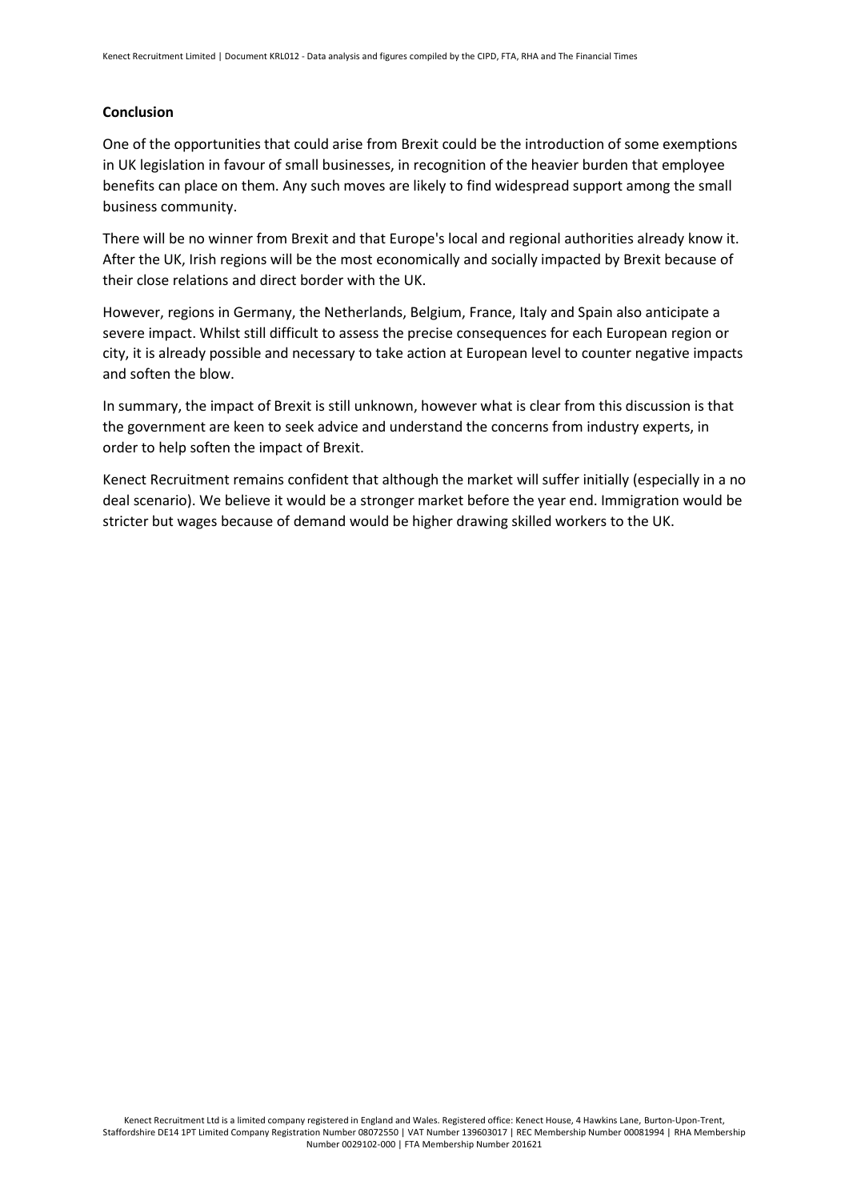**Conclusion**

One of the opportunities that could arise from Brexit could be the introduction of some exemptions in UK legislation in favour of small businesses, in recognition of the heavier burden that employee benefits can place on them. Any such moves are likely to find widespread support among the small business community.

There will be no winner from Brexit and that Europe's local and regional authorities already know it. After the UK, Irish regions will be the most economically and socially impacted by Brexit because of their close relations and direct border with the UK.

However, regions in Germany, the Netherlands, Belgium, France, Italy and Spain also anticipate a severe impact. Whilst still difficult to assess the precise consequences for each European region or city, it is already possible and necessary to take action at European level to counter negative impacts and soften the blow.

In summary, the impact of Brexit is still unknown, however what is clear from this discussion is that the government are keen to seek advice and understand the concerns from industry experts, in order to help soften the impact of Brexit.

Kenect Recruitment remains confident that although the market will suffer initially (especially in a no deal scenario). We believe it would be a stronger market before the year end. Immigration would be stricter but wages because of demand would be higher drawing skilled workers to the UK.